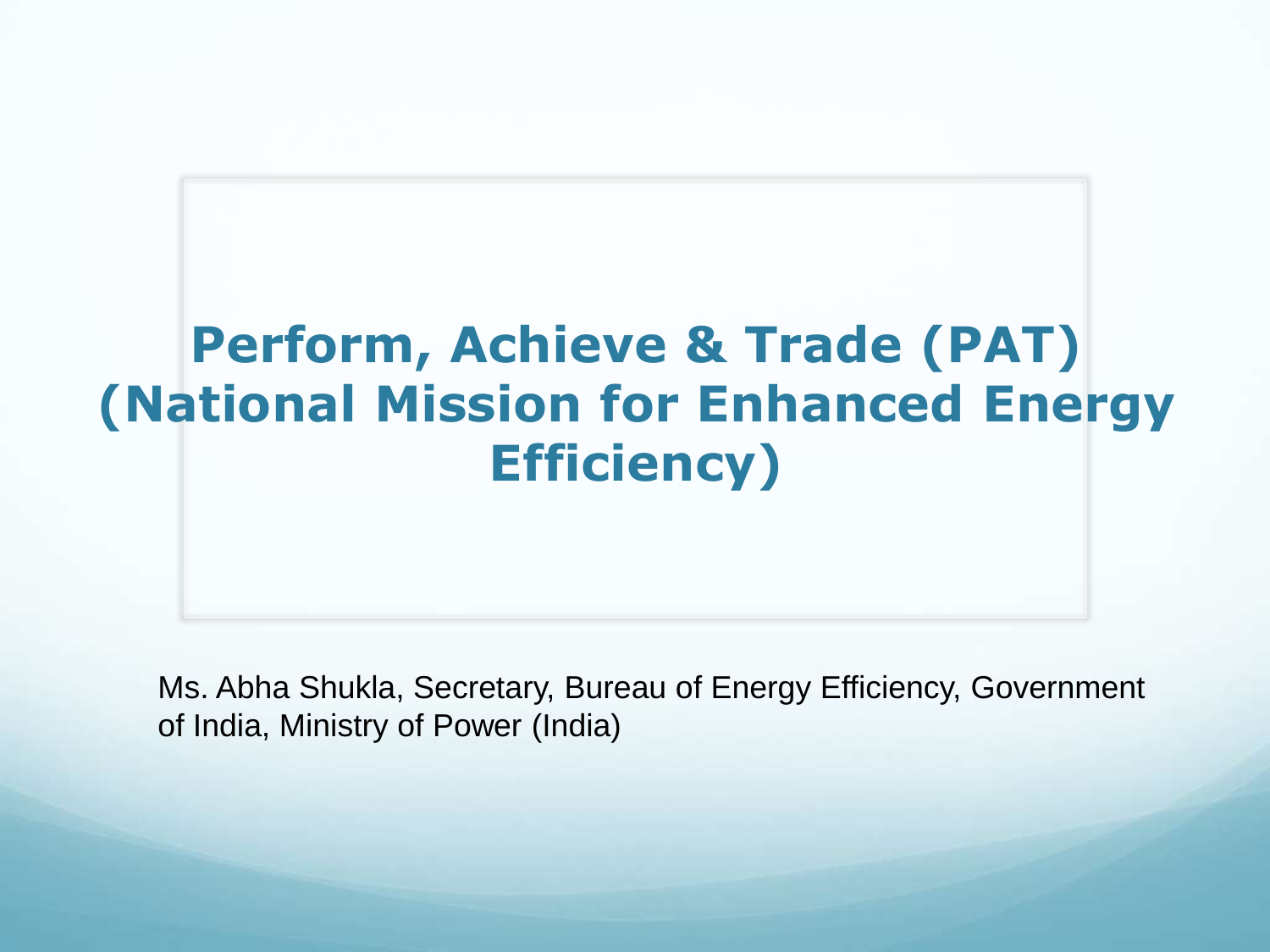# Perform, Achieve & Trade (PAT) (National Mission for Enhanced Energy Efficiency)

Ms. Abha Shukla, Secretary, Bureau of Energy Efficiency, Government of India, Ministry of Power (India)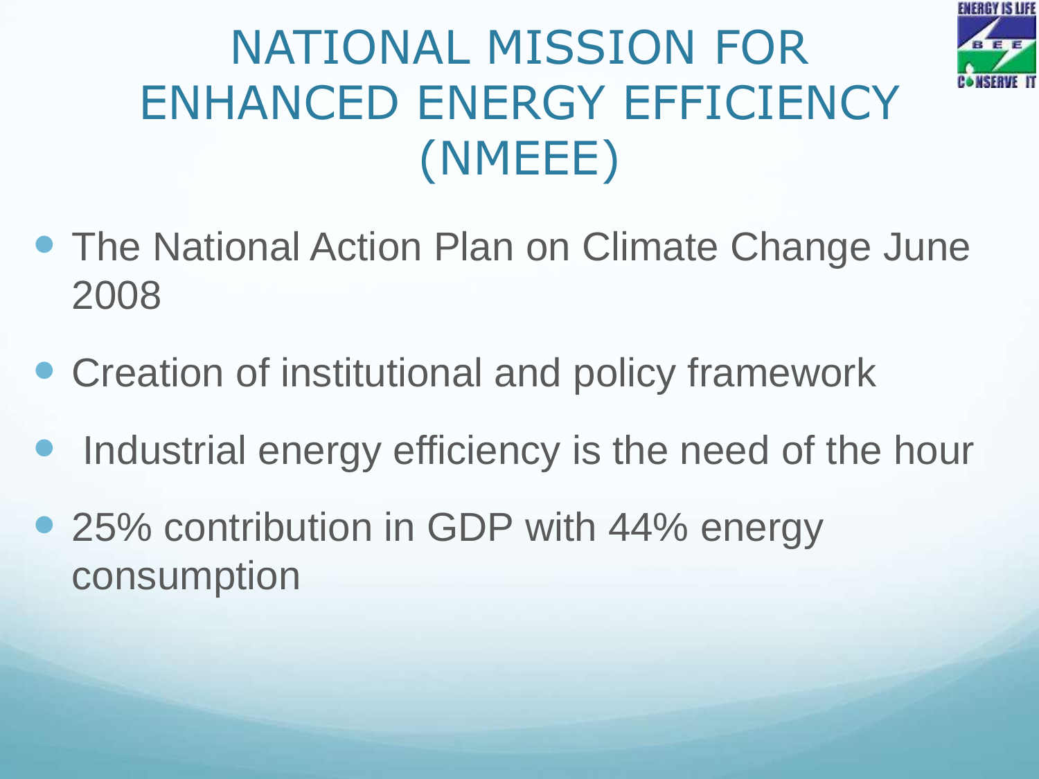# NATIONAL MISSION FOR ENHANCED ENERGY EFFICIENCY (NMEEE)

- The National Action Plan on Climate Change June 2008
- Creation of institutional and policy framework
- Industrial energy efficiency is the need of the hour
- 25% contribution in GDP with 44% energy consumption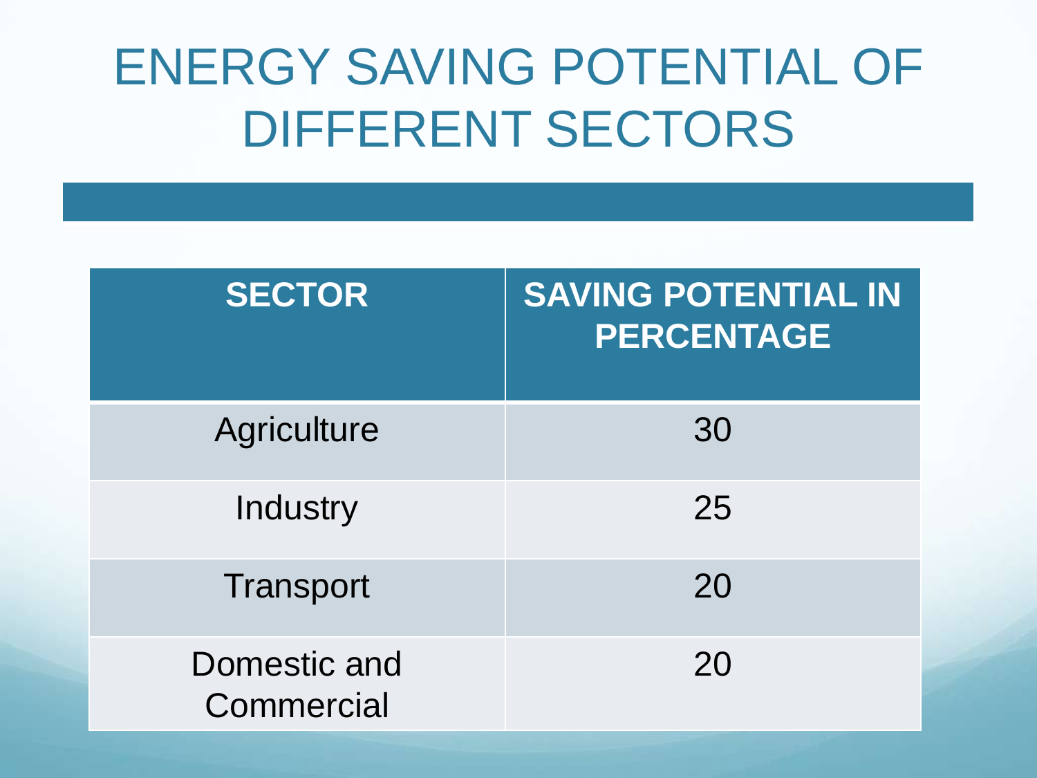# ENERGY SAVING POTENTIAL OF DIFFERENT SECTORS

| SECTOR | SAVING POTENTIAL IN PERCENTAGE |
|---|---|
| Agriculture | 30 |
| Industry | 25 |
| Transport | 20 |
| Domestic and Commercial | 20 |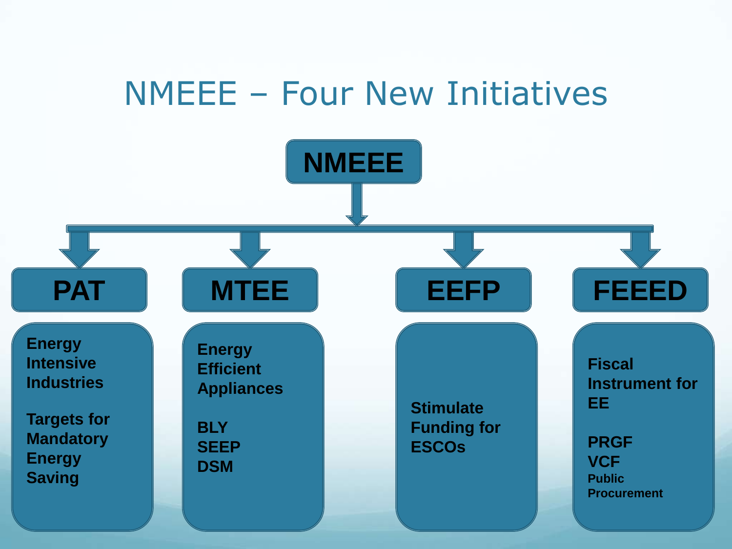# NMEEE – Four New Initiatives

**NMEEE**

## PAT

**Energy Intensive Industries**

**Targets for Mandatory Energy Saving**

## MTEE

**Energy Efficient Appliances**

**BLY**
**SEEP**
**DSM**

## EEFP

**Stimulate Funding for ESCOs**

## FEEED

**Fiscal Instrument for EE**

**PRGF**
**VCF**
**Public Procurement**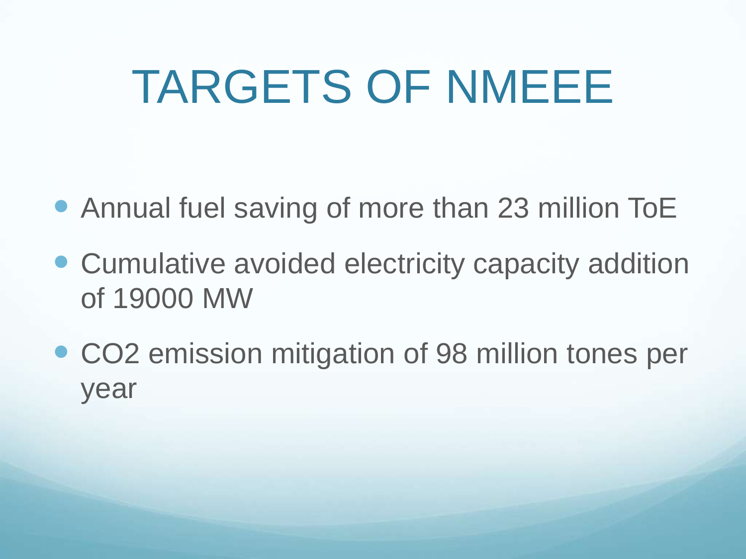# TARGETS OF NMEEE

- Annual fuel saving of more than 23 million ToE
- Cumulative avoided electricity capacity addition of 19000 MW
- $CO_2$ emission mitigation of 98 million tones per year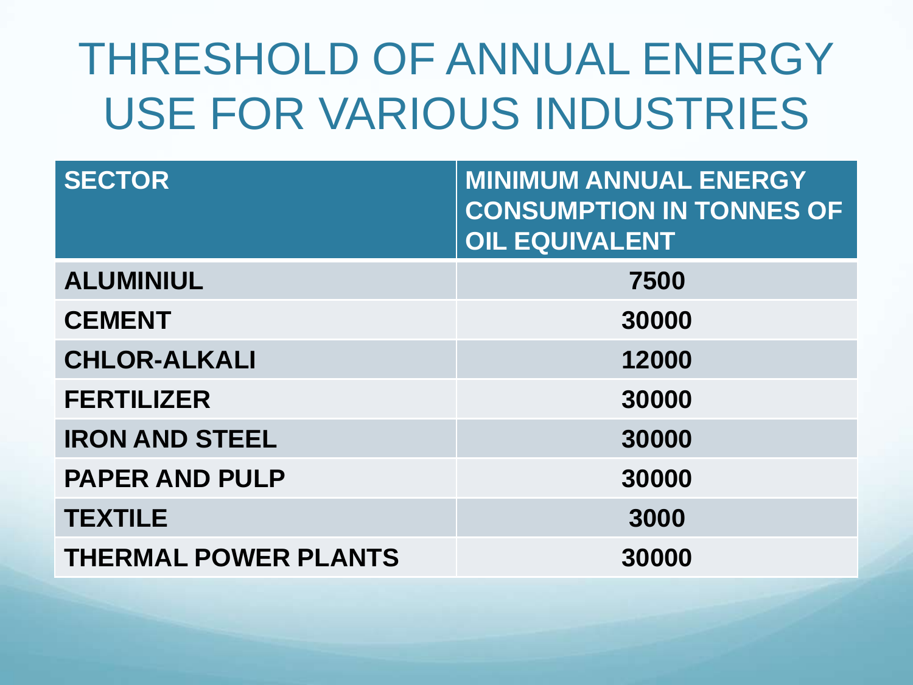# THRESHOLD OF ANNUAL ENERGY USE FOR VARIOUS INDUSTRIES

| SECTOR | MINIMUM ANNUAL ENERGY CONSUMPTION IN TONNES OF OIL EQUIVALENT |
|---|---|
| ALUMINIUL | 7500 |
| CEMENT | 30000 |
| CHLOR-ALKALI | 12000 |
| FERTILIZER | 30000 |
| IRON AND STEEL | 30000 |
| PAPER AND PULP | 30000 |
| TEXTILE | 3000 |
| THERMAL POWER PLANTS | 30000 |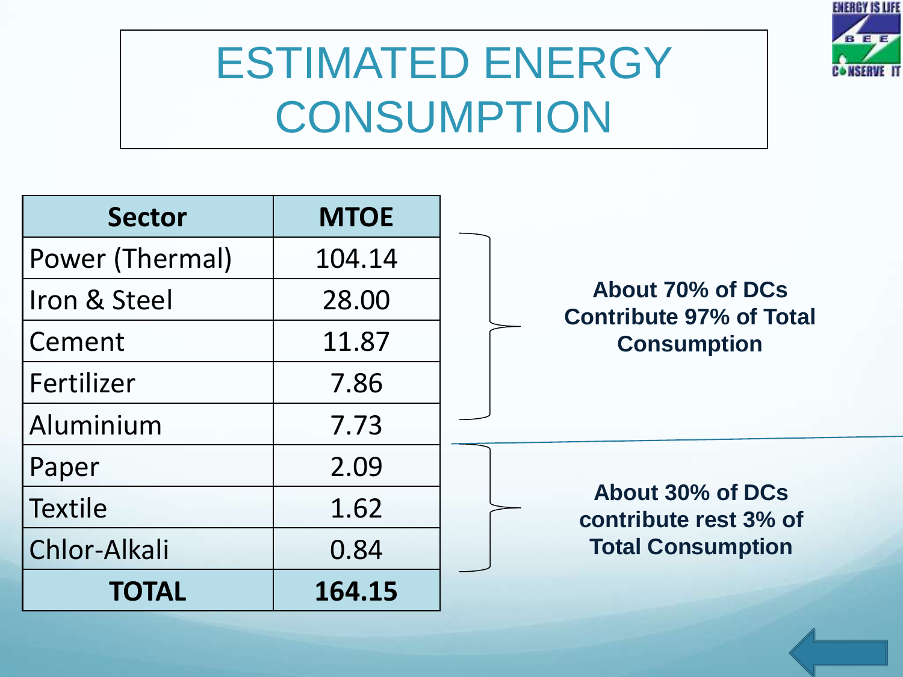# ESTIMATED ENERGY CONSUMPTION

| Sector | MTOE |
| --- | --- |
| Power (Thermal) | 104.14 |
| Iron & Steel | 28.00 |
| Cement | 11.87 |
| Fertilizer | 7.86 |
| Aluminium | 7.73 |
| Paper | 2.09 |
| Textile | 1.62 |
| Chlor-Alkali | 0.84 |
| **TOTAL** | **164.15** |

**About 70% of DCs Contribute 97% of Total Consumption**

**About 30% of DCs contribute rest 3% of Total Consumption**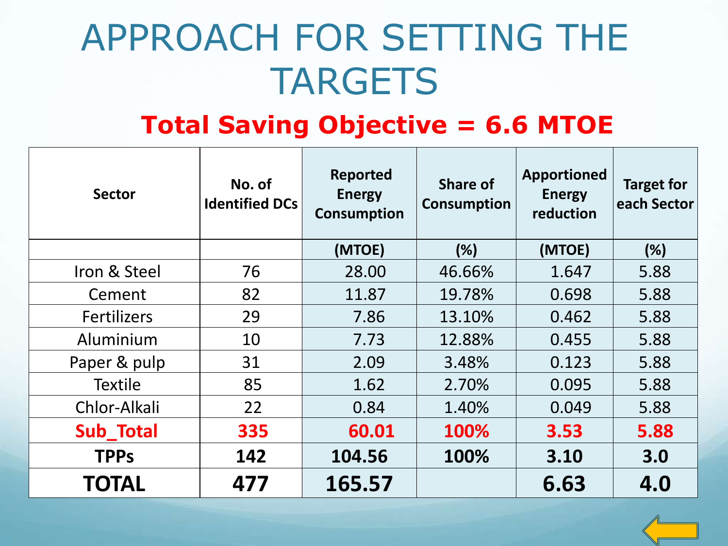# APPROACH FOR SETTING THE TARGETS

## Total Saving Objective = 6.6 MTOE

| Sector | No. of Identified DCs | Reported Energy Consumption | Share of Consumption | Apportioned Energy reduction | Target for each Sector |
|---|---|---|---|---|---|
| | | (MTOE) | (%) | (MTOE) | (%) |
| Iron & Steel | 76 | 28.00 | 46.66% | 1.647 | 5.88 |
| Cement | 82 | 11.87 | 19.78% | 0.698 | 5.88 |
| Fertilizers | 29 | 7.86 | 13.10% | 0.462 | 5.88 |
| Aluminium | 10 | 7.73 | 12.88% | 0.455 | 5.88 |
| Paper & pulp | 31 | 2.09 | 3.48% | 0.123 | 5.88 |
| Textile | 85 | 1.62 | 2.70% | 0.095 | 5.88 |
| Chlor-Alkali | 22 | 0.84 | 1.40% | 0.049 | 5.88 |
| **Sub_Total** | **335** | **60.01** | **100%** | **3.53** | **5.88** |
| **TPPs** | **142** | **104.56** | **100%** | **3.10** | **3.0** |
| **TOTAL** | **477** | **165.57** | | **6.63** | **4.0** |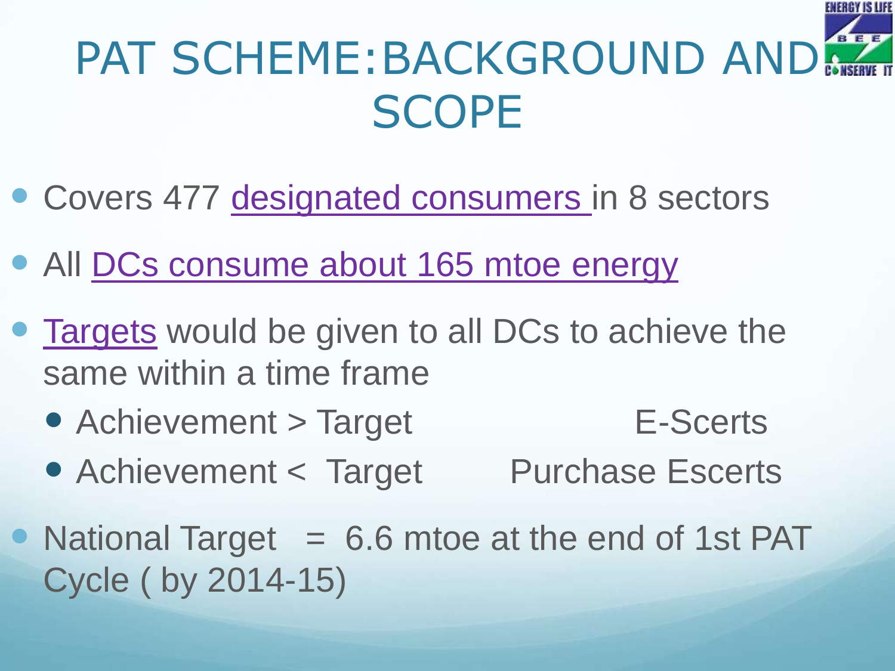# PAT SCHEME:BACKGROUND AND SCOPE

- Covers 477 designated consumers in 8 sectors
- All DCs consume about 165 mtoe energy
- Targets would be given to all DCs to achieve the same within a time frame
  - Achievement > Target E-Scerts
  - Achievement < Target Purchase Escerts
- National Target = 6.6 mtoe at the end of 1st PAT Cycle ( by 2014-15)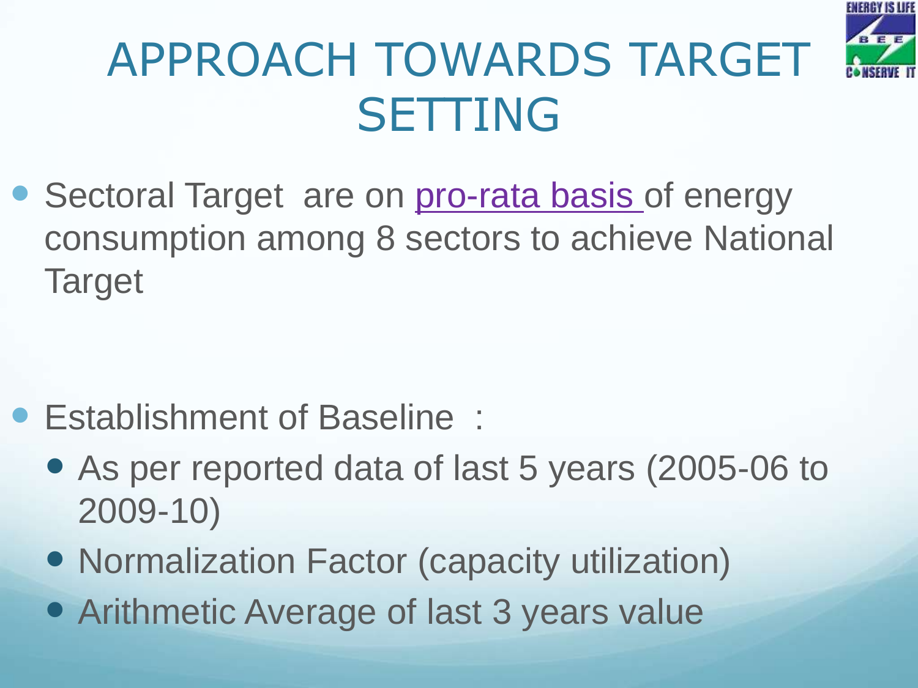# APPROACH TOWARDS TARGET SETTING

- Sectoral Target are on pro-rata basis of energy consumption among 8 sectors to achieve National Target

- Establishment of Baseline :
  - As per reported data of last 5 years (2005-06 to 2009-10)
  - Normalization Factor (capacity utilization)
  - Arithmetic Average of last 3 years value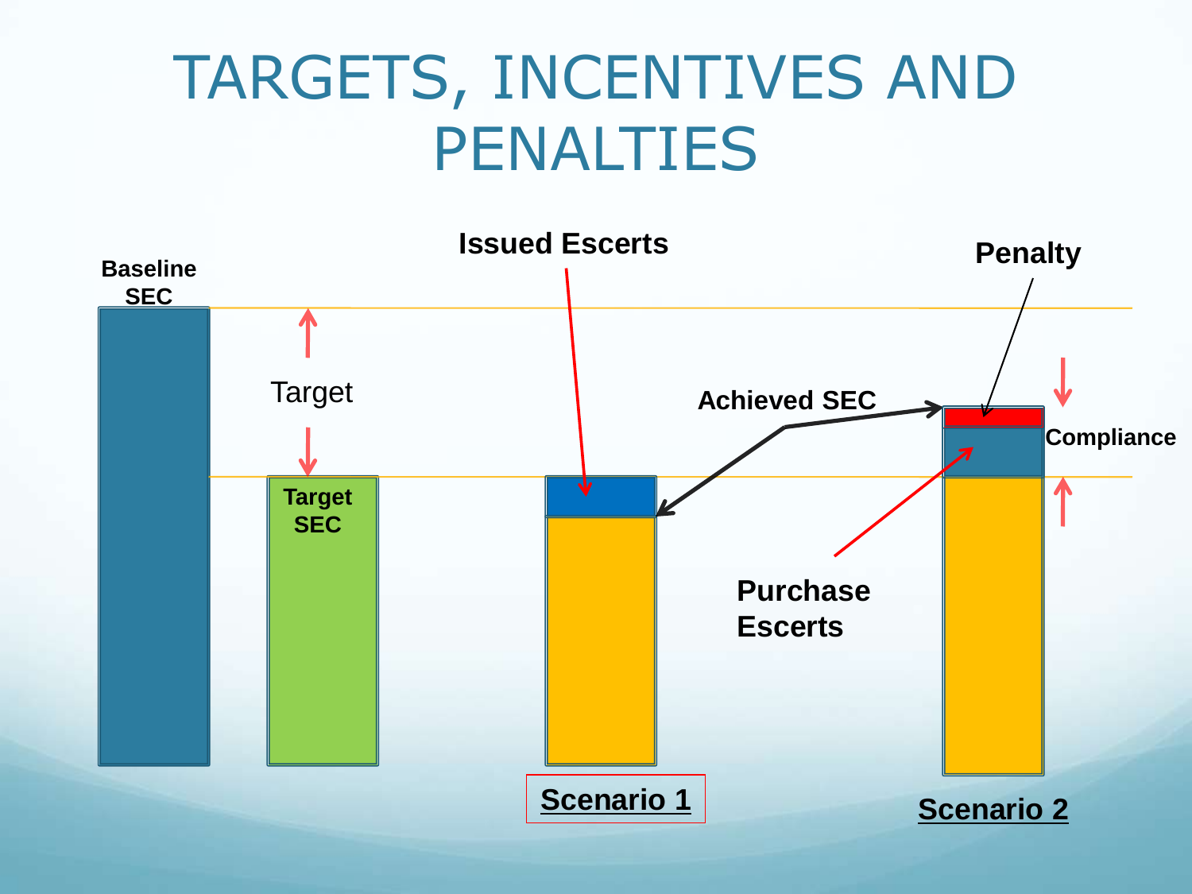# TARGETS, INCENTIVES AND PENALTIES

Baseline SEC

Target

Target SEC

Issued Escerts

Achieved SEC

Penalty

Compliance

Purchase Escerts

Scenario 1

Scenario 2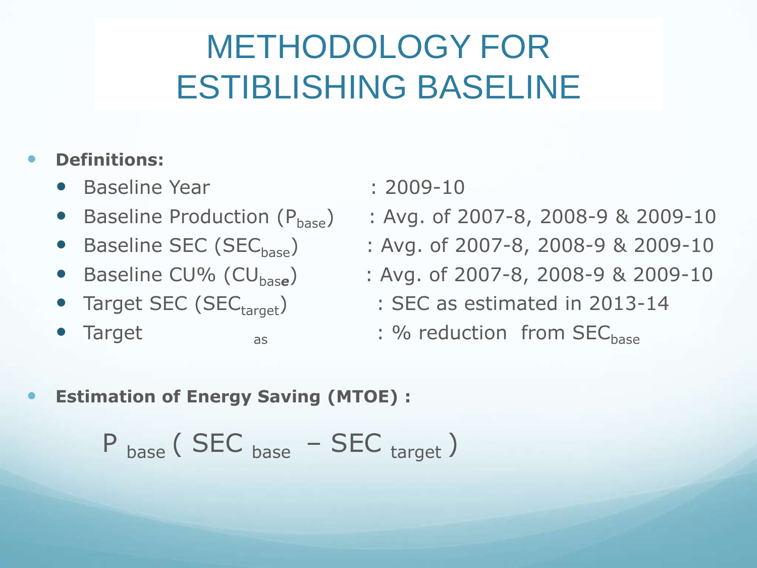# METHODOLOGY FOR ESTIBLISHING BASELINE

- **Definitions:**
  - Baseline Year : 2009-10
  - Baseline Production ($P_{base}$) : Avg. of 2007-8, 2008-9 & 2009-10
  - Baseline SEC ($SEC_{base}$) : Avg. of 2007-8, 2008-9 & 2009-10
  - Baseline CU% ($CU_{base}$) : Avg. of 2007-8, 2008-9 & 2009-10
  - Target SEC ($SEC_{target}$) : SEC as estimated in 2013-14
  - Target as : % reduction from $SEC_{base}$

- **Estimation of Energy Saving (MTOE) :**

$$P_{base} ( SEC_{base} - SEC_{target} )$$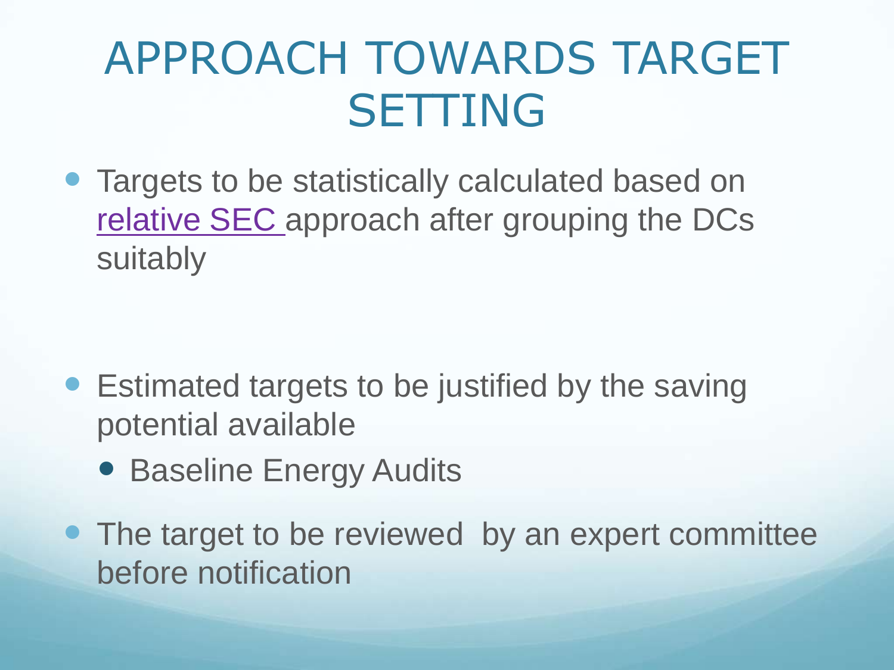# APPROACH TOWARDS TARGET SETTING

- Targets to be statistically calculated based on relative SEC approach after grouping the DCs suitably

- Estimated targets to be justified by the saving potential available
  - Baseline Energy Audits
- The target to be reviewed by an expert committee before notification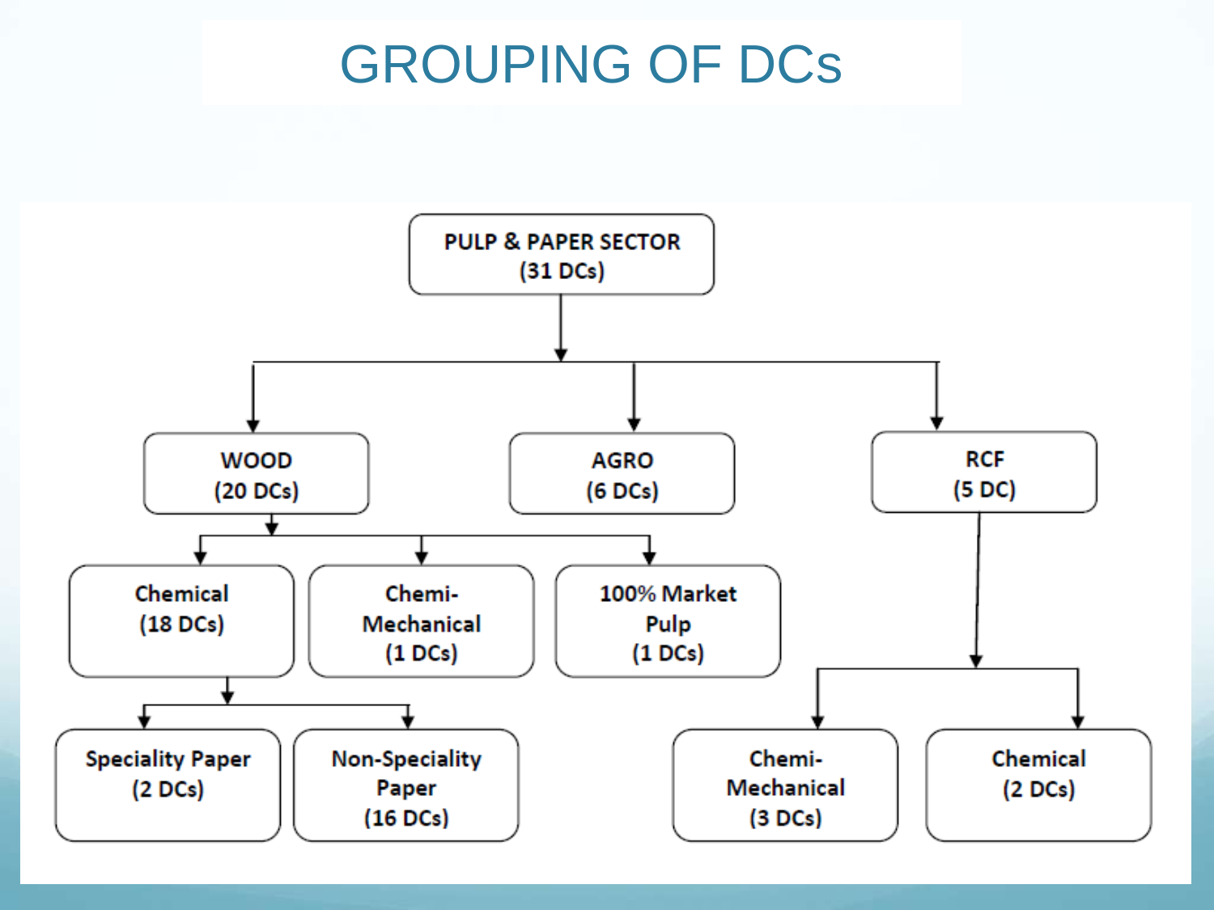# GROUPING OF DCs

- PULP & PAPER SECTOR (31 DCs)
  - WOOD (20 DCs)
    - Chemical (18 DCs)
      - Speciality Paper (2 DCs)
      - Non-Speciality Paper (16 DCs)
    - Chemi-Mechanical (1 DCs)
    - 100% Market Pulp (1 DCs)
  - AGRO (6 DCs)
  - RCF (5 DC)
    - Chemi-Mechanical (3 DCs)
    - Chemical (2 DCs)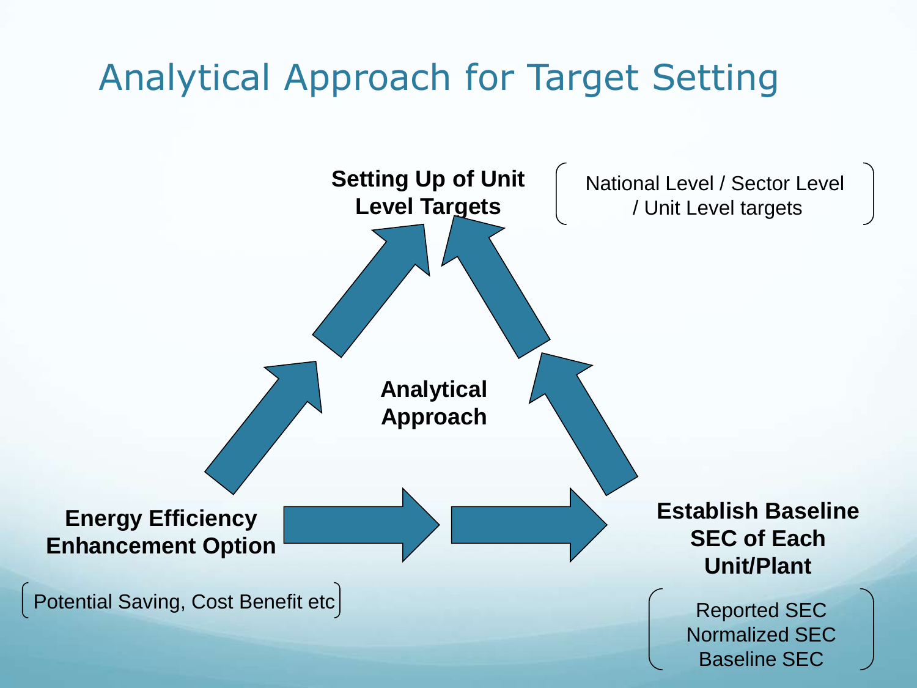# Analytical Approach for Target Setting

**Setting Up of Unit Level Targets**

National Level / Sector Level / Unit Level targets

**Analytical Approach**

**Energy Efficiency Enhancement Option**

Potential Saving, Cost Benefit etc

**Establish Baseline SEC of Each Unit/Plant**

Reported SEC
Normalized SEC
Baseline SEC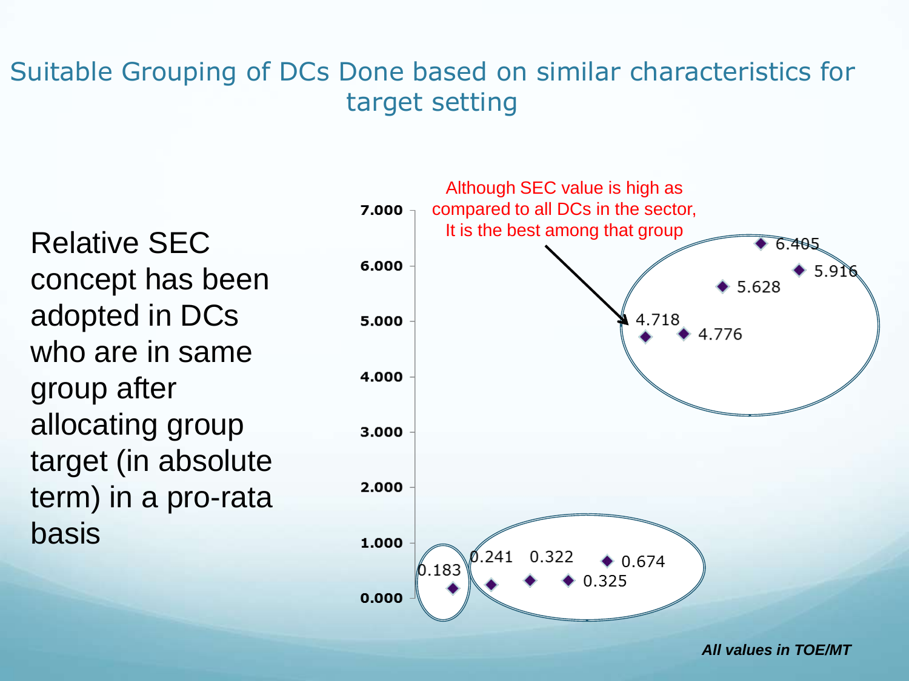# Suitable Grouping of DCs Done based on similar characteristics for target setting

Relative SEC concept has been adopted in DCs who are in same group after allocating group target (in absolute term) in a pro-rata basis

Although SEC value is high as compared to all DCs in the sector, It is the best among that group

| SEC (TOE/MT) |
|---|
| 0.183 |
| 0.241 |
| 0.322 |
| 0.325 |
| 0.674 |
| 4.718 |
| 4.776 |
| 5.628 |
| 5.916 |
| 6.405 |

*All values in TOE/MT*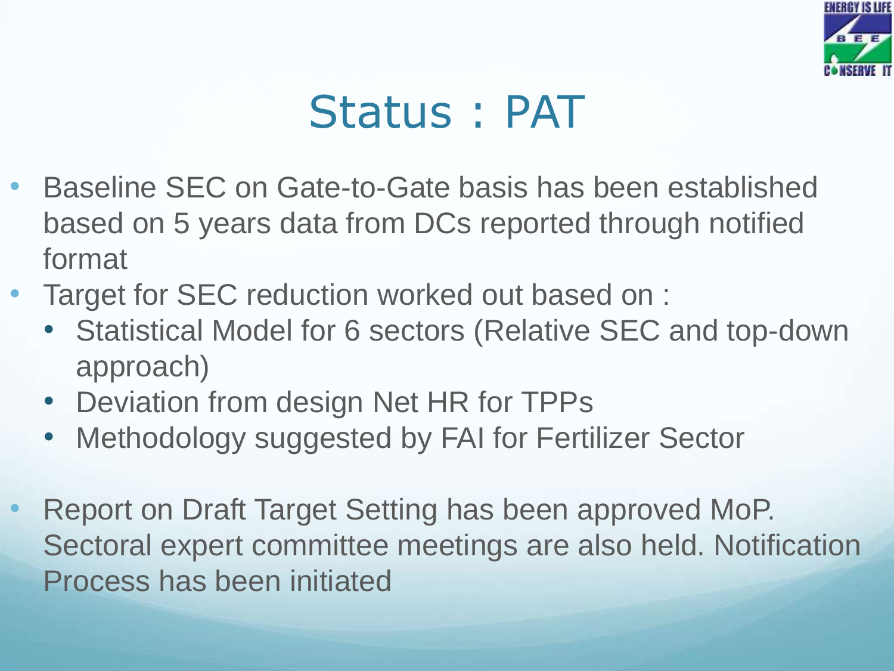# Status : PAT

- Baseline SEC on Gate-to-Gate basis has been established based on 5 years data from DCs reported through notified format
- Target for SEC reduction worked out based on :
  - Statistical Model for 6 sectors (Relative SEC and top-down approach)
  - Deviation from design Net HR for TPPs
  - Methodology suggested by FAI for Fertilizer Sector
- Report on Draft Target Setting has been approved MoP. Sectoral expert committee meetings are also held. Notification Process has been initiated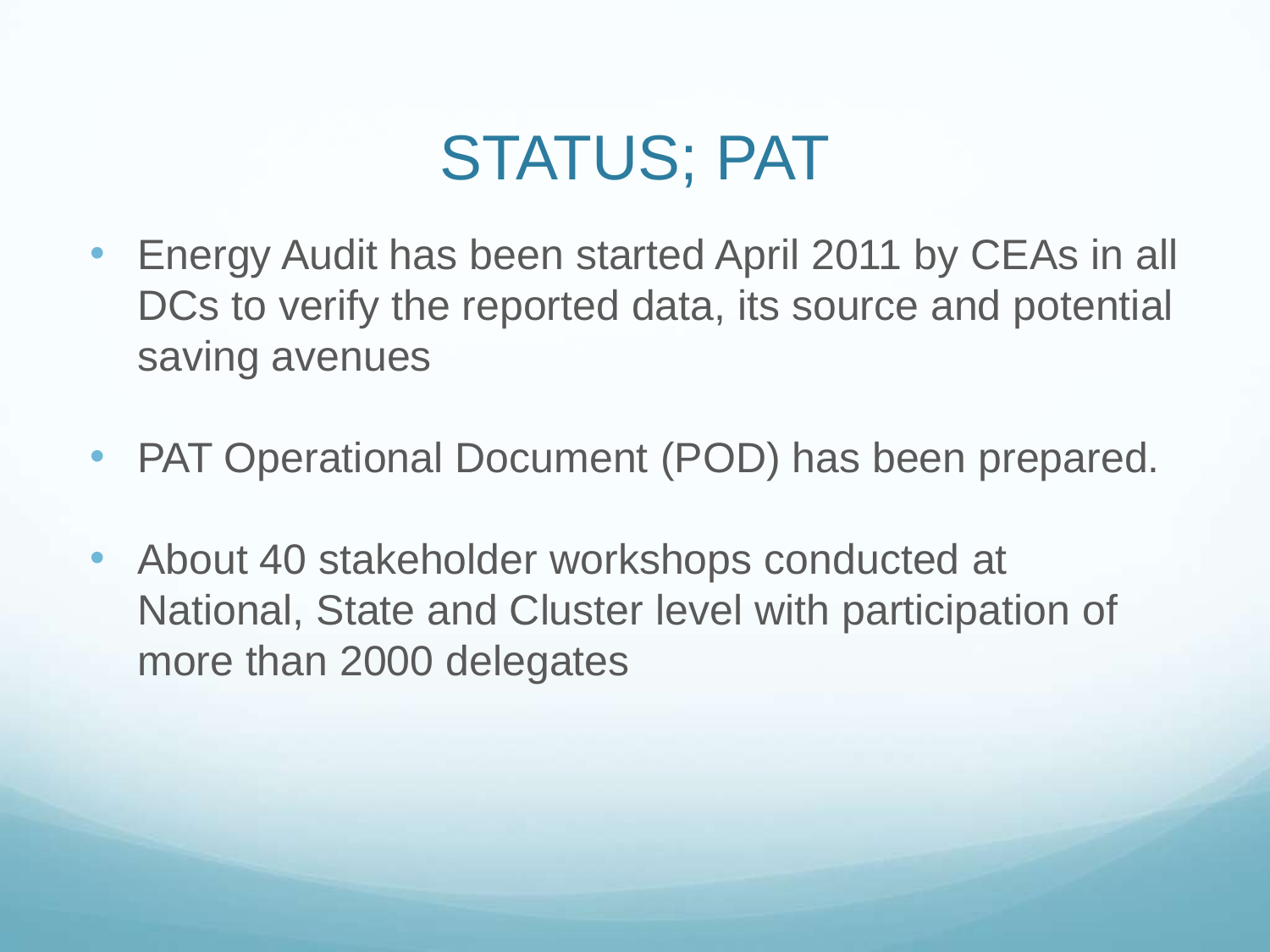# STATUS; PAT

- Energy Audit has been started April 2011 by CEAs in all DCs to verify the reported data, its source and potential saving avenues
- PAT Operational Document (POD) has been prepared.
- About 40 stakeholder workshops conducted at National, State and Cluster level with participation of more than 2000 delegates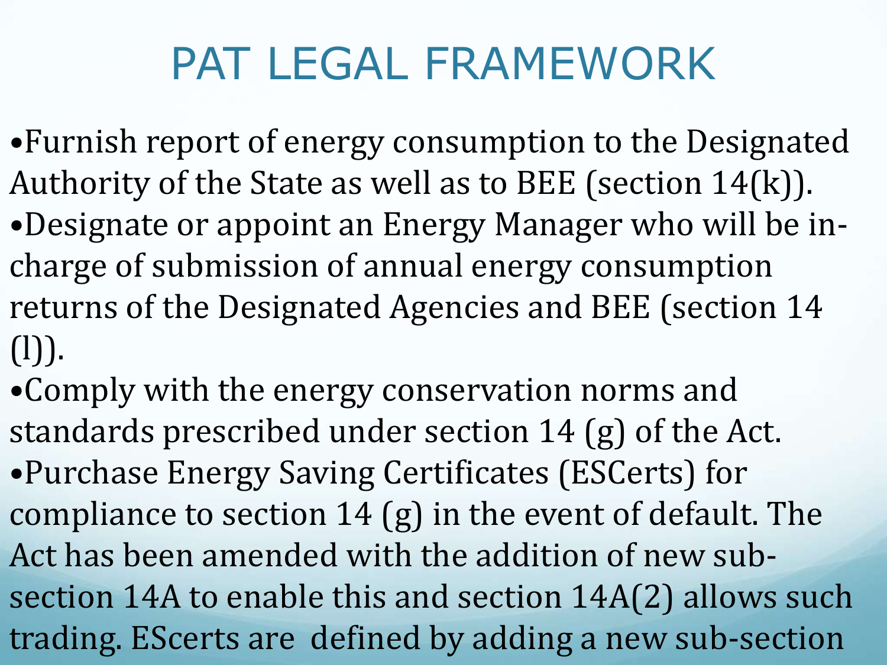# PAT LEGAL FRAMEWORK

- Furnish report of energy consumption to the Designated Authority of the State as well as to BEE (section 14(k)).
- Designate or appoint an Energy Manager who will be in-charge of submission of annual energy consumption returns of the Designated Agencies and BEE (section 14 (l)).
- Comply with the energy conservation norms and standards prescribed under section 14 (g) of the Act.
- Purchase Energy Saving Certificates (ESCerts) for compliance to section 14 (g) in the event of default. The Act has been amended with the addition of new sub-section 14A to enable this and section 14A(2) allows such trading. EScerts are defined by adding a new sub-section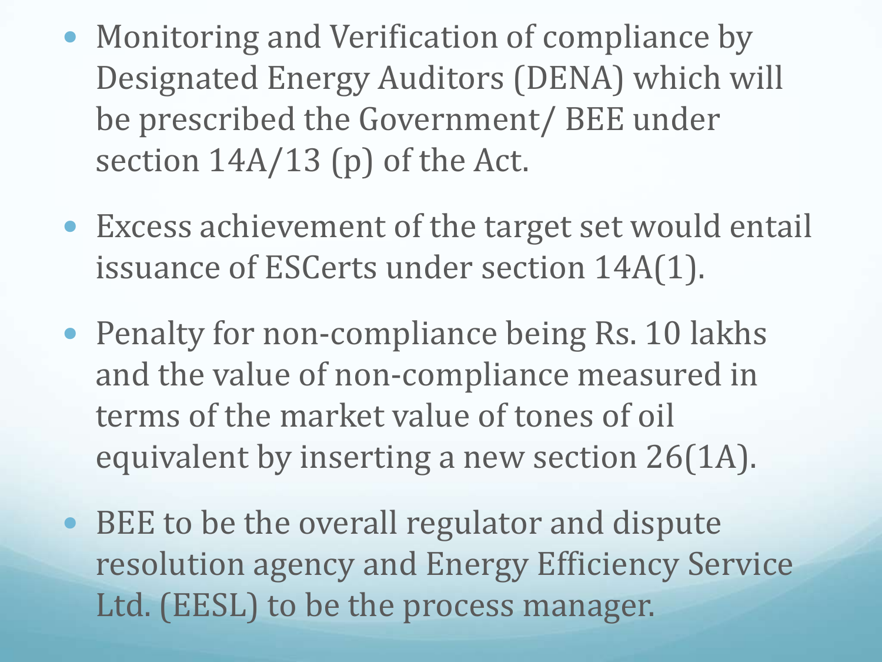- Monitoring and Verification of compliance by Designated Energy Auditors (DENA) which will be prescribed the Government/ BEE under section 14A/13 (p) of the Act.
- Excess achievement of the target set would entail issuance of ESCerts under section 14A(1).
- Penalty for non-compliance being Rs. 10 lakhs and the value of non-compliance measured in terms of the market value of tones of oil equivalent by inserting a new section 26(1A).
- BEE to be the overall regulator and dispute resolution agency and Energy Efficiency Service Ltd. (EESL) to be the process manager.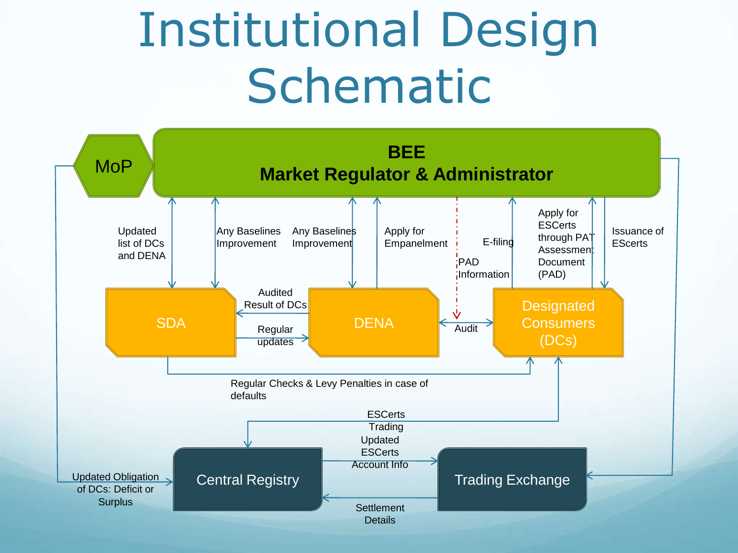# Institutional Design Schematic

**BEE**
**Market Regulator & Administrator**

MoP

SDA

DENA

Designated Consumers (DCs)

Central Registry

Trading Exchange

Updated list of DCs and DENA

Any Baselines Improvement

Any Baselines Improvement

Apply for Empanelment

PAD Information

E-filing

Apply for ESCerts through PAT Assessment Document (PAD)

Issuance of EScerts

Audited Result of DCs

Regular updates

Audit

Regular Checks & Levy Penalties in case of defaults

ESCerts Trading

Updated ESCerts Account Info

Updated Obligation of DCs: Deficit or Surplus

Settlement Details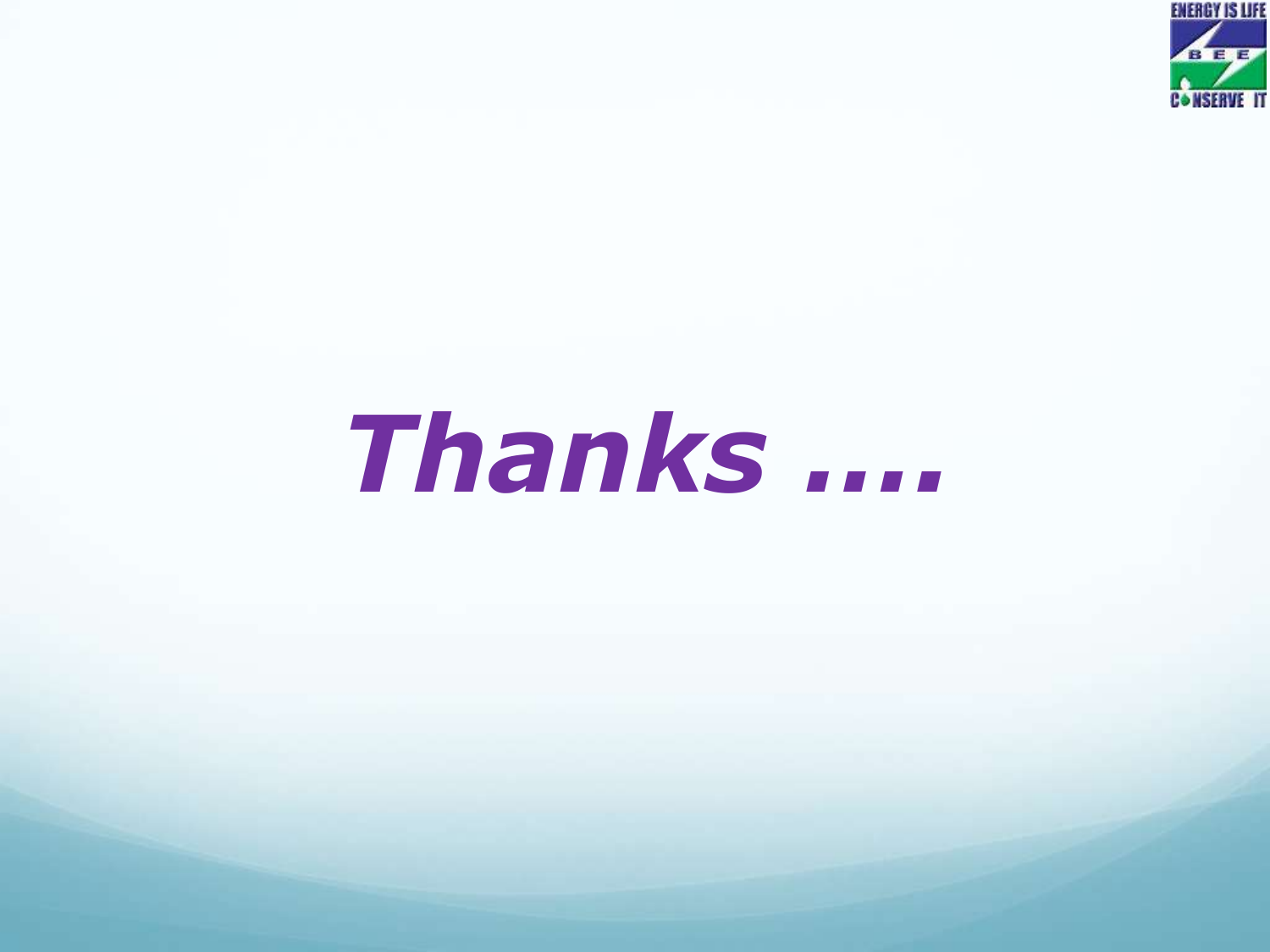***Thanks ….***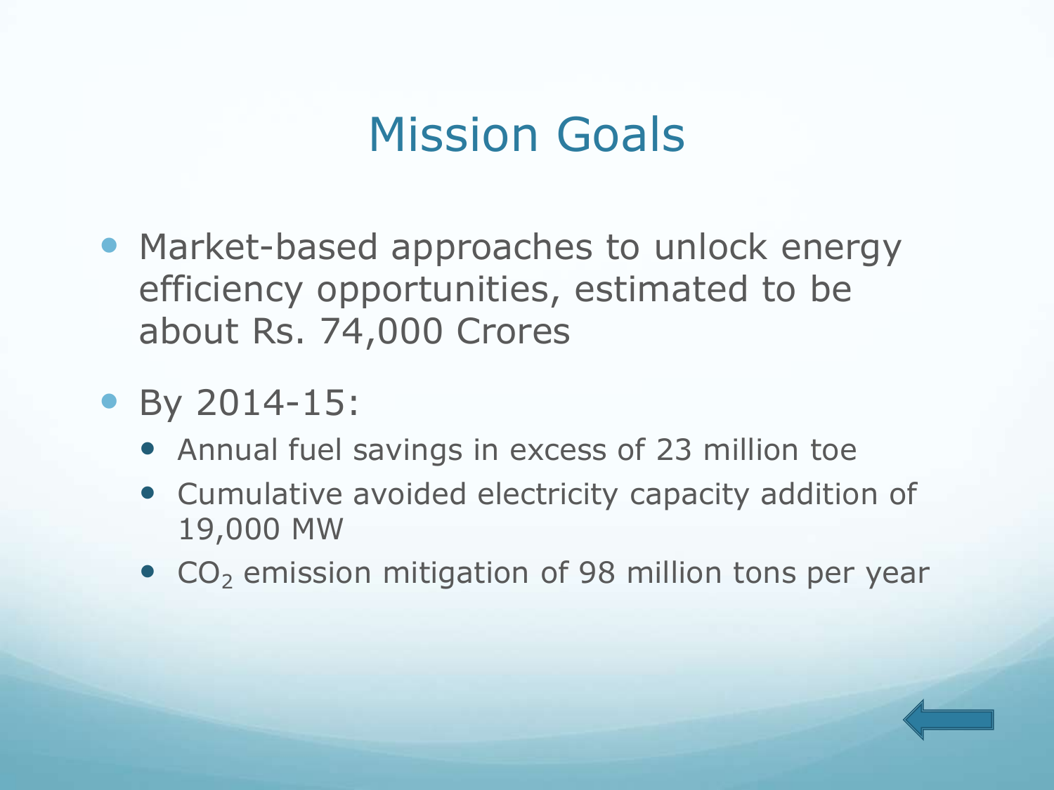# Mission Goals

- Market-based approaches to unlock energy efficiency opportunities, estimated to be about Rs. 74,000 Crores
- By 2014-15:
  - Annual fuel savings in excess of 23 million toe
  - Cumulative avoided electricity capacity addition of 19,000 MW
  - $CO_2$ emission mitigation of 98 million tons per year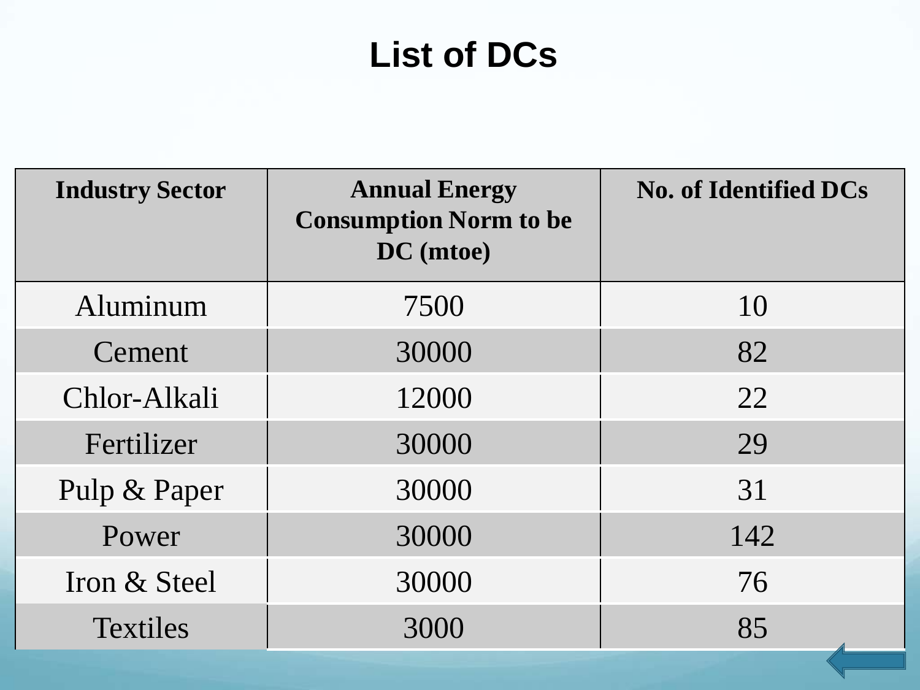# List of DCs

| Industry Sector | Annual Energy Consumption Norm to be DC (mtoe) | No. of Identified DCs |
|---|---|---|
| Aluminum | 7500 | 10 |
| Cement | 30000 | 82 |
| Chlor-Alkali | 12000 | 22 |
| Fertilizer | 30000 | 29 |
| Pulp & Paper | 30000 | 31 |
| Power | 30000 | 142 |
| Iron & Steel | 30000 | 76 |
| Textiles | 3000 | 85 |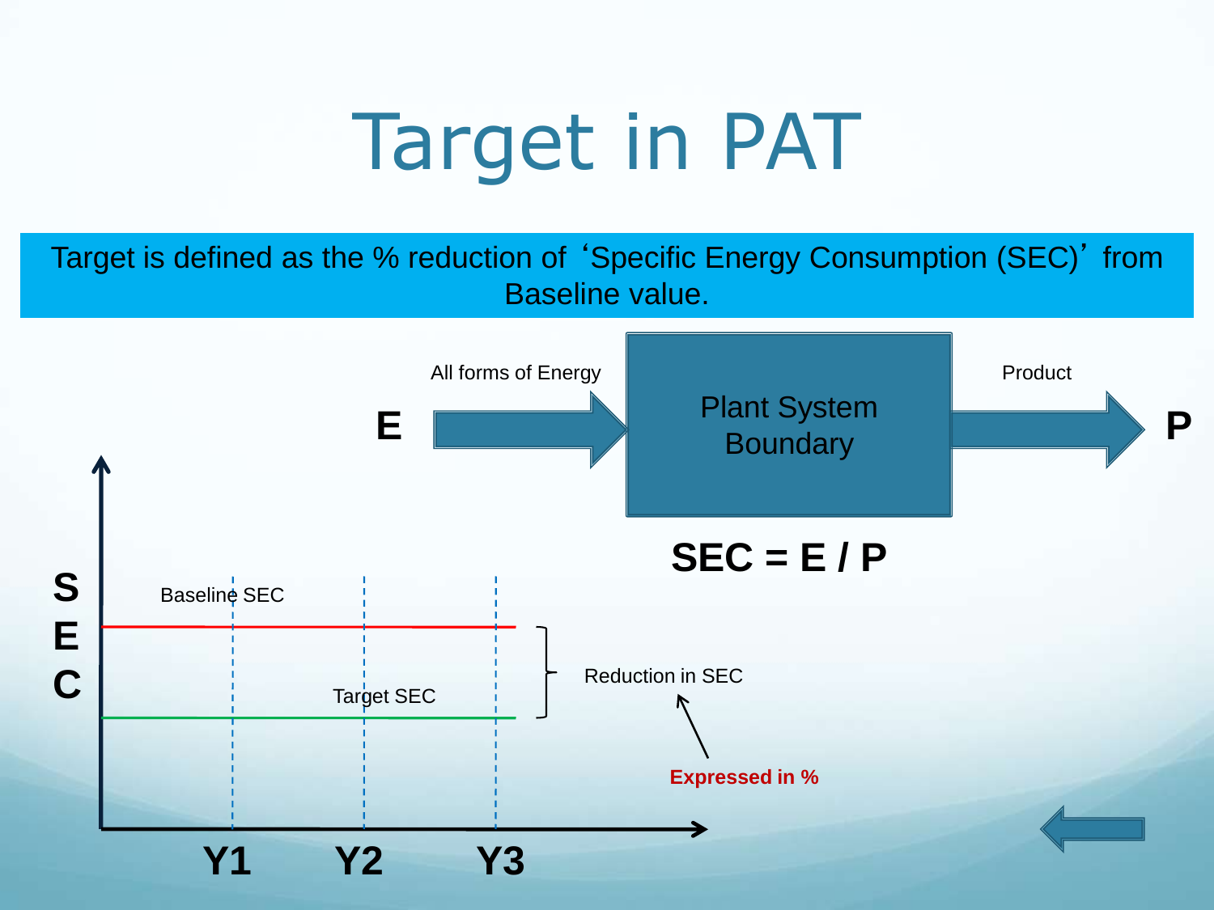# Target in PAT

Target is defined as the % reduction of 'Specific Energy Consumption (SEC)' from Baseline value.

**E** — All forms of Energy → Plant System Boundary → Product — **P**

$$SEC = E / P$$

**SEC**

Baseline SEC

Target SEC

Reduction in SEC

**Expressed in %**

**Y1** **Y2** **Y3**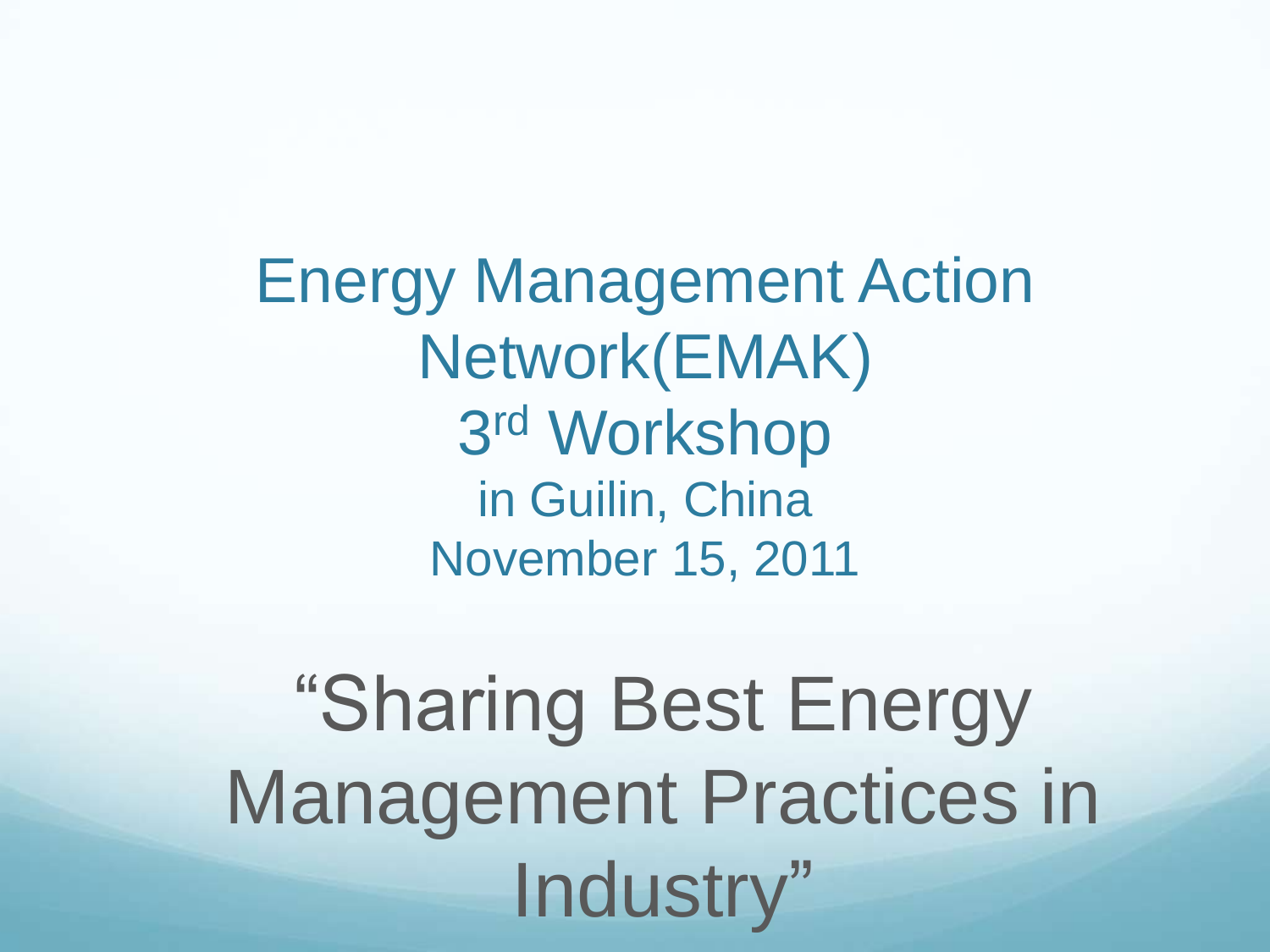# Energy Management Action Network(EMAK)

## 3rd Workshop

in Guilin, China

November 15, 2011

# "Sharing Best Energy Management Practices in Industry"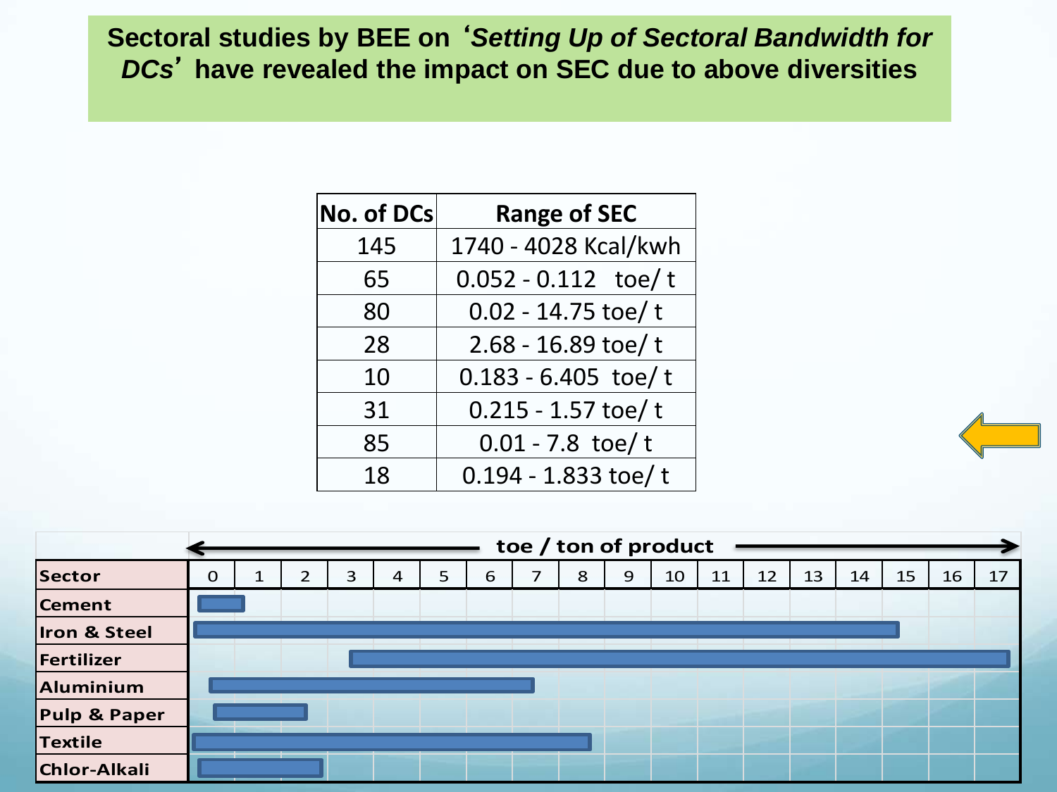**Sectoral studies by BEE on '*Setting Up of Sectoral Bandwidth for DCs*' have revealed the impact on SEC due to above diversities**

| No. of DCs | Range of SEC |
|---|---|
| 145 | 1740 - 4028 Kcal/kwh |
| 65 | 0.052 - 0.112 toe/ t |
| 80 | 0.02 - 14.75 toe/ t |
| 28 | 2.68 - 16.89 toe/ t |
| 10 | 0.183 - 6.405 toe/ t |
| 31 | 0.215 - 1.57 toe/ t |
| 85 | 0.01 - 7.8 toe/ t |
| 18 | 0.194 - 1.833 toe/ t |

toe / ton of product

| Sector | 0 | 1 | 2 | 3 | 4 | 5 | 6 | 7 | 8 | 9 | 10 | 11 | 12 | 13 | 14 | 15 | 16 | 17 |
|---|---|---|---|---|---|---|---|---|---|---|---|---|---|---|---|---|---|---|
| Cement | | | | | | | | | | | | | | | | | | |
| Iron & Steel | | | | | | | | | | | | | | | | | | |
| Fertilizer | | | | | | | | | | | | | | | | | | |
| Aluminium | | | | | | | | | | | | | | | | | | |
| Pulp & Paper | | | | | | | | | | | | | | | | | | |
| Textile | | | | | | | | | | | | | | | | | | |
| Chlor-Alkali | | | | | | | | | | | | | | | | | | |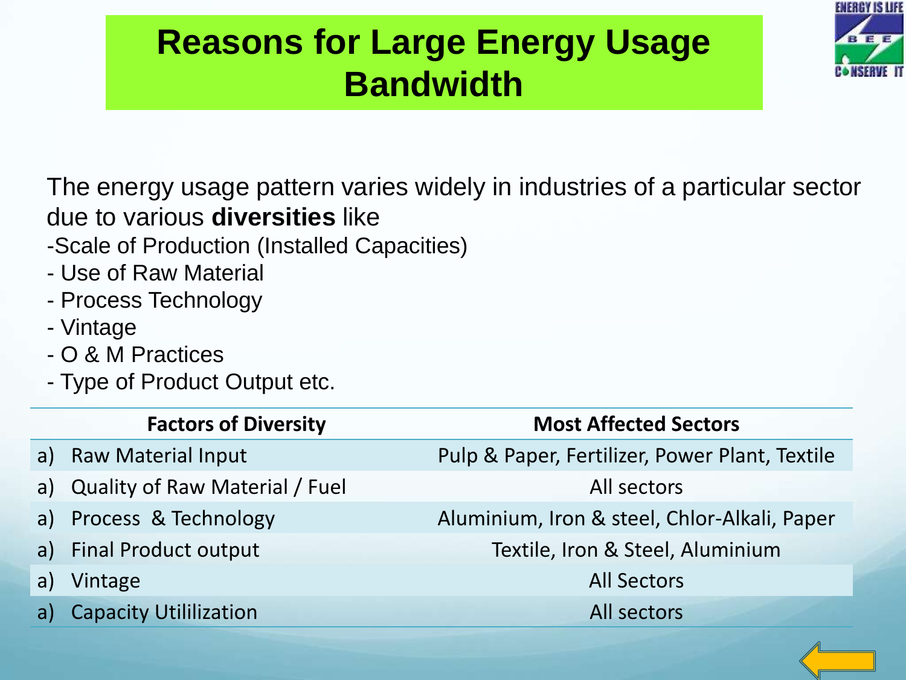# Reasons for Large Energy Usage Bandwidth

The energy usage pattern varies widely in industries of a particular sector due to various **diversities** like

-Scale of Production (Installed Capacities)
- Use of Raw Material
- Process Technology
- Vintage
- O & M Practices
- Type of Product Output etc.

| Factors of Diversity | Most Affected Sectors |
|---|---|
| a) Raw Material Input | Pulp & Paper, Fertilizer, Power Plant, Textile |
| a) Quality of Raw Material / Fuel | All sectors |
| a) Process & Technology | Aluminium, Iron & steel, Chlor-Alkali, Paper |
| a) Final Product output | Textile, Iron & Steel, Aluminium |
| a) Vintage | All Sectors |
| a) Capacity Utililization | All sectors |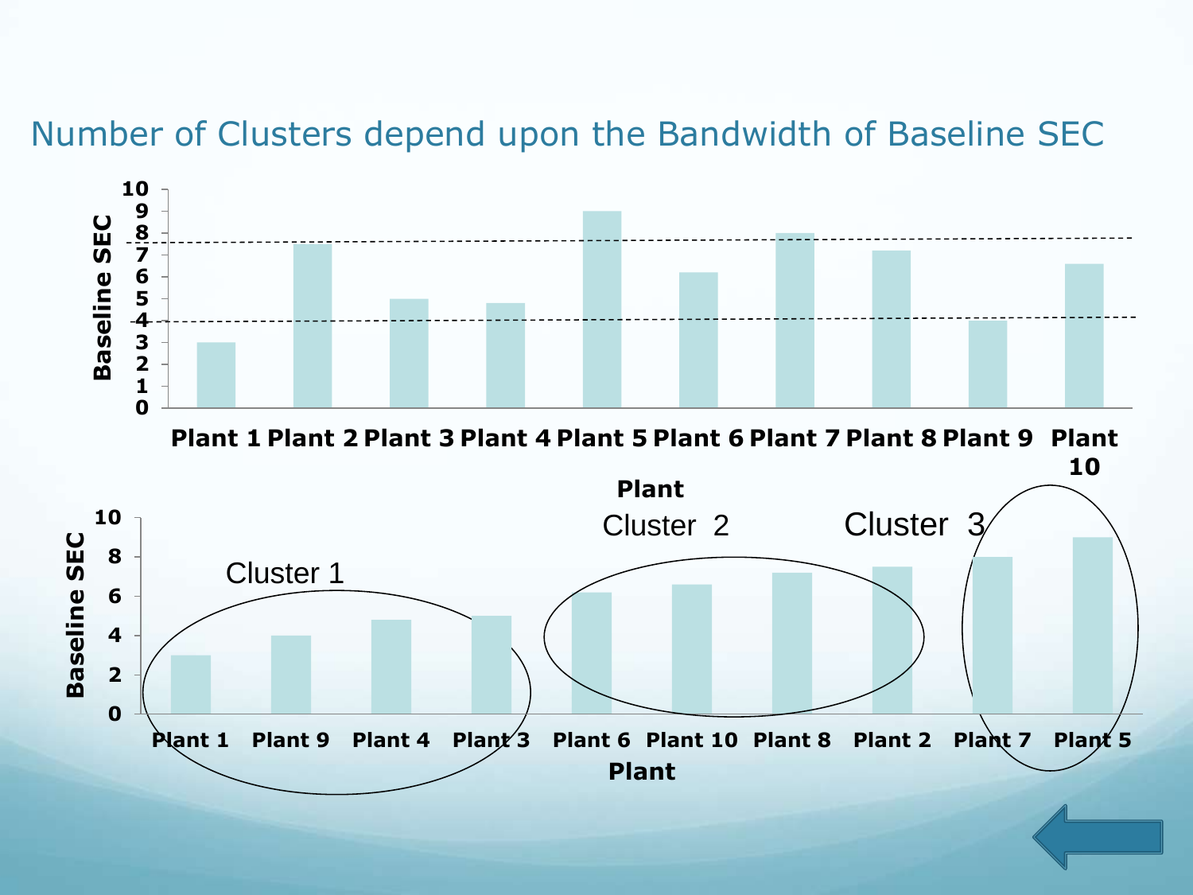# Number of Clusters depend upon the Bandwidth of Baseline SEC

Baseline SEC

10
9
8
7
6
5
4
3
2
1
0

Plant 1 Plant 2 Plant 3 Plant 4 Plant 5 Plant 6 Plant 7 Plant 8 Plant 9 Plant 10

Plant

Baseline SEC

10
8
6
4
2
0

Cluster 1

Cluster 2

Cluster 3

Plant 1 Plant 9 Plant 4 Plant 3 Plant 6 Plant 10 Plant 8 Plant 2 Plant 7 Plant 5

Plant